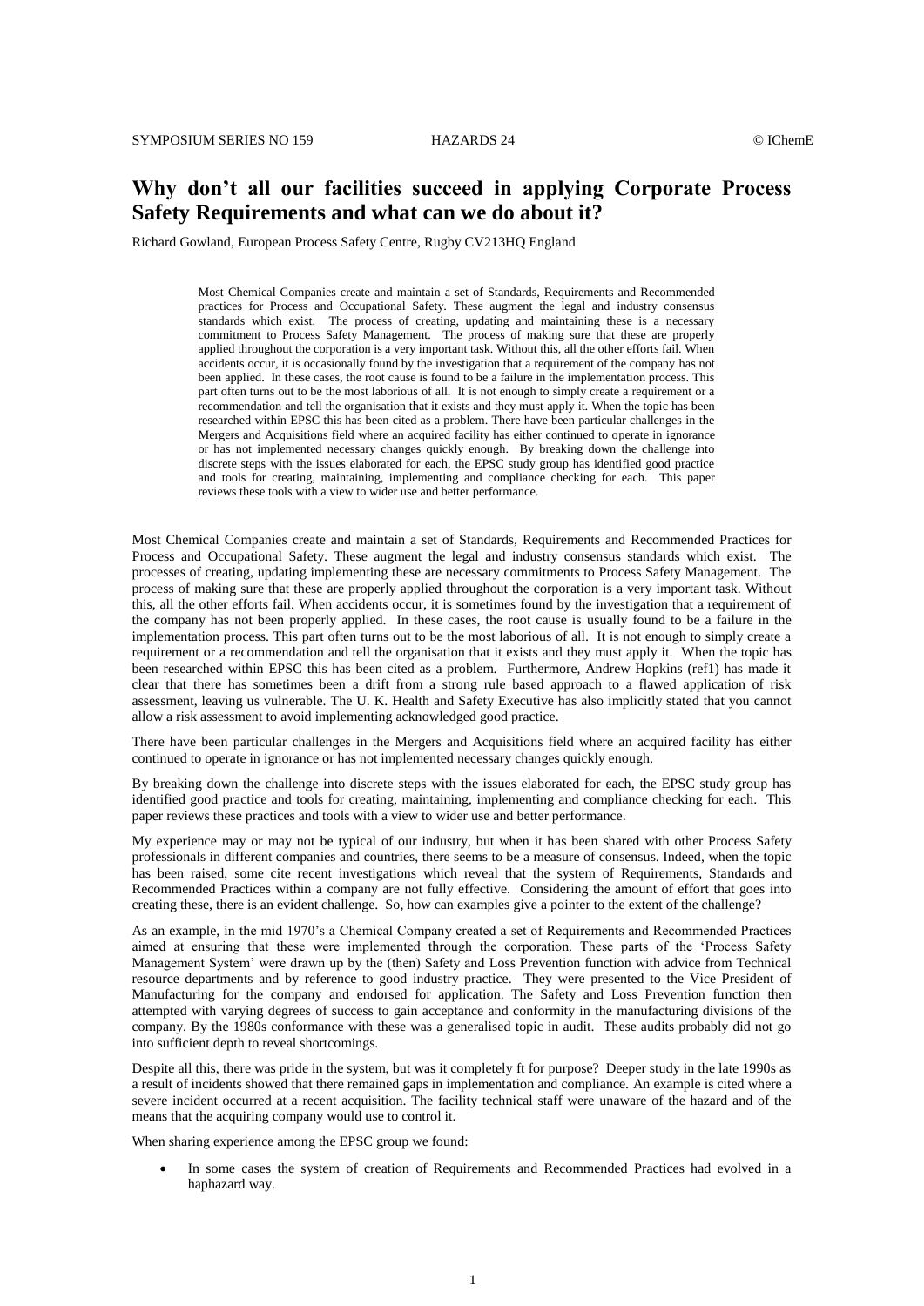# Why don't all our facilities succeed in applying Corporate Process Safety Requirements and what can we do about it?

Richard Gowland, European Process Safety Centre, Rugby CV213HQ England

> Most Chemical Companies create and maintain a set of Standards, Requirements and Recommended practices for Process and Occupational Safety. These augment the legal and industry consensus standards which exist. The process of creating, updating and maintaining these is a necessary commitment to Process Safety Management. The process of making sure that these are properly applied throughout the corporation is a very important task. Without this, all the other efforts fail. When accidents occur, it is occasionally found by the investigation that a requirement of the company has not been applied. In these cases, the root cause is found to be a failure in the implementation process. This part often turns out to be the most laborious of all. It is not enough to simply create a requirement or a recommendation and tell the organisation that it exists and they must apply it. When the topic has been researched within EPSC this has been cited as a problem. There have been particular challenges in the Mergers and Acquisitions field where an acquired facility has either continued to operate in ignorance or has not implemented necessary changes quickly enough. By breaking down the challenge into discrete steps with the issues elaborated for each, the EPSC study group has identified good practice and tools for creating, maintaining, implementing and compliance checking for each. This paper reviews these tools with a view to wider use and better performance.

Most Chemical Companies create and maintain a set of Standards, Requirements and Recommended Practices for Process and Occupational Safety. These augment the legal and industry consensus standards which exist. The processes of creating, updating implementing these are necessary commitments to Process Safety Management. The process of making sure that these are properly applied throughout the corporation is a very important task. Without this, all the other efforts fail. When accidents occur, it is sometimes found by the investigation that a requirement of the company has not been properly applied. In these cases, the root cause is usually found to be a failure in the implementation process. This part often turns out to be the most laborious of all. It is not enough to simply create a requirement or a recommendation and tell the organisation that it exists and they must apply it. When the topic has been researched within EPSC this has been cited as a problem. Furthermore, Andrew Hopkins (ref1) has made it clear that there has sometimes been a drift from a strong rule based approach to a flawed application of risk assessment, leaving us vulnerable. The U. K. Health and Safety Executive has also implicitly stated that you cannot allow a risk assessment to avoid implementing acknowledged good practice.

There have been particular challenges in the Mergers and Acquisitions field where an acquired facility has either continued to operate in ignorance or has not implemented necessary changes quickly enough.

By breaking down the challenge into discrete steps with the issues elaborated for each, the EPSC study group has identified good practice and tools for creating, maintaining, implementing and compliance checking for each. This paper reviews these practices and tools with a view to wider use and better performance.

My experience may or may not be typical of our industry, but when it has been shared with other Process Safety professionals in different companies and countries, there seems to be a measure of consensus. Indeed, when the topic has been raised, some cite recent investigations which reveal that the system of Requirements, Standards and Recommended Practices within a company are not fully effective. Considering the amount of effort that goes into creating these, there is an evident challenge. So, how can examples give a pointer to the extent of the challenge?

As an example, in the mid 1970's a Chemical Company created a set of Requirements and Recommended Practices aimed at ensuring that these were implemented through the corporation. These parts of the 'Process Safety Management System' were drawn up by the (then) Safety and Loss Prevention function with advice from Technical resource departments and by reference to good industry practice. They were presented to the Vice President of Manufacturing for the company and endorsed for application. The Safety and Loss Prevention function then attempted with varying degrees of success to gain acceptance and conformity in the manufacturing divisions of the company. By the 1980s conformance with these was a generalised topic in audit. These audits probably did not go into sufficient depth to reveal shortcomings.

Despite all this, there was pride in the system, but was it completely ft for purpose? Deeper study in the late 1990s as a result of incidents showed that there remained gaps in implementation and compliance. An example is cited where a severe incident occurred at a recent acquisition. The facility technical staff were unaware of the hazard and of the means that the acquiring company would use to control it.

When sharing experience among the EPSC group we found:

- In some cases the system of creation of Requirements and Recommended Practices had evolved in a haphazard way.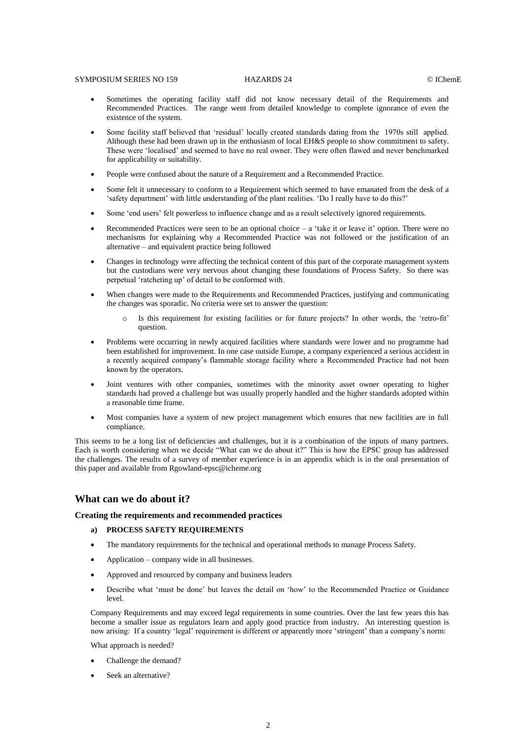- Sometimes the operating facility staff did not know necessary detail of the Requirements and Recommended Practices. The range went from detailed knowledge to complete ignorance of even the existence of the system.
- Some facility staff believed that 'residual' locally created standards dating from the 1970s still applied. Although these had been drawn up in the enthusiasm of local EH&S people to show commitment to safety. These were 'localised' and seemed to have no real owner. They were often flawed and never benchmarked for applicability or suitability.
- People were confused about the nature of a Requirement and a Recommended Practice.
- Some felt it unnecessary to conform to a Requirement which seemed to have emanated from the desk of a 'safety department' with little understanding of the plant realities. 'Do I really have to do this?'
- Some 'end users' felt powerless to influence change and as a result selectively ignored requirements.
- Recommended Practices were seen to be an optional choice – a 'take it or leave it' option. There were no mechanisms for explaining why a Recommended Practice was not followed or the justification of an alternative – and equivalent practice being followed
- Changes in technology were affecting the technical content of this part of the corporate management system but the custodians were very nervous about changing these foundations of Process Safety. So there was perpetual 'ratcheting up' of detail to be conformed with.
- When changes were made to the Requirements and Recommended Practices, justifying and communicating the changes was sporadic. No criteria were set to answer the question:
    - Is this requirement for existing facilities or for future projects? In other words, the 'retro-fit' question.
- Problems were occurring in newly acquired facilities where standards were lower and no programme had been established for improvement. In one case outside Europe, a company experienced a serious accident in a recently acquired company's flammable storage facility where a Recommended Practice had not been known by the operators.
- Joint ventures with other companies, sometimes with the minority asset owner operating to higher standards had proved a challenge but was usually properly handled and the higher standards adopted within a reasonable time frame.
- Most companies have a system of new project management which ensures that new facilities are in full compliance.

This seems to be a long list of deficiencies and challenges, but it is a combination of the inputs of many partners. Each is worth considering when we decide "What can we do about it?" This is how the EPSC group has addressed the challenges. The results of a survey of member experience is in an appendix which is in the oral presentation of this paper and available from Rgowland-epsc@icheme.org

## What can we do about it?

### Creating the requirements and recommended practices

**a) PROCESS SAFETY REQUIREMENTS**

- The mandatory requirements for the technical and operational methods to manage Process Safety.
- Application – company wide in all businesses.
- Approved and resourced by company and business leaders
- Describe what 'must be done' but leaves the detail on 'how' to the Recommended Practice or Guidance level.

Company Requirements and may exceed legal requirements in some countries. Over the last few years this has become a smaller issue as regulators learn and apply good practice from industry. An interesting question is now arising: If a country 'legal' requirement is different or apparently more 'stringent' than a company's norm:

What approach is needed?

- Challenge the demand?
- Seek an alternative?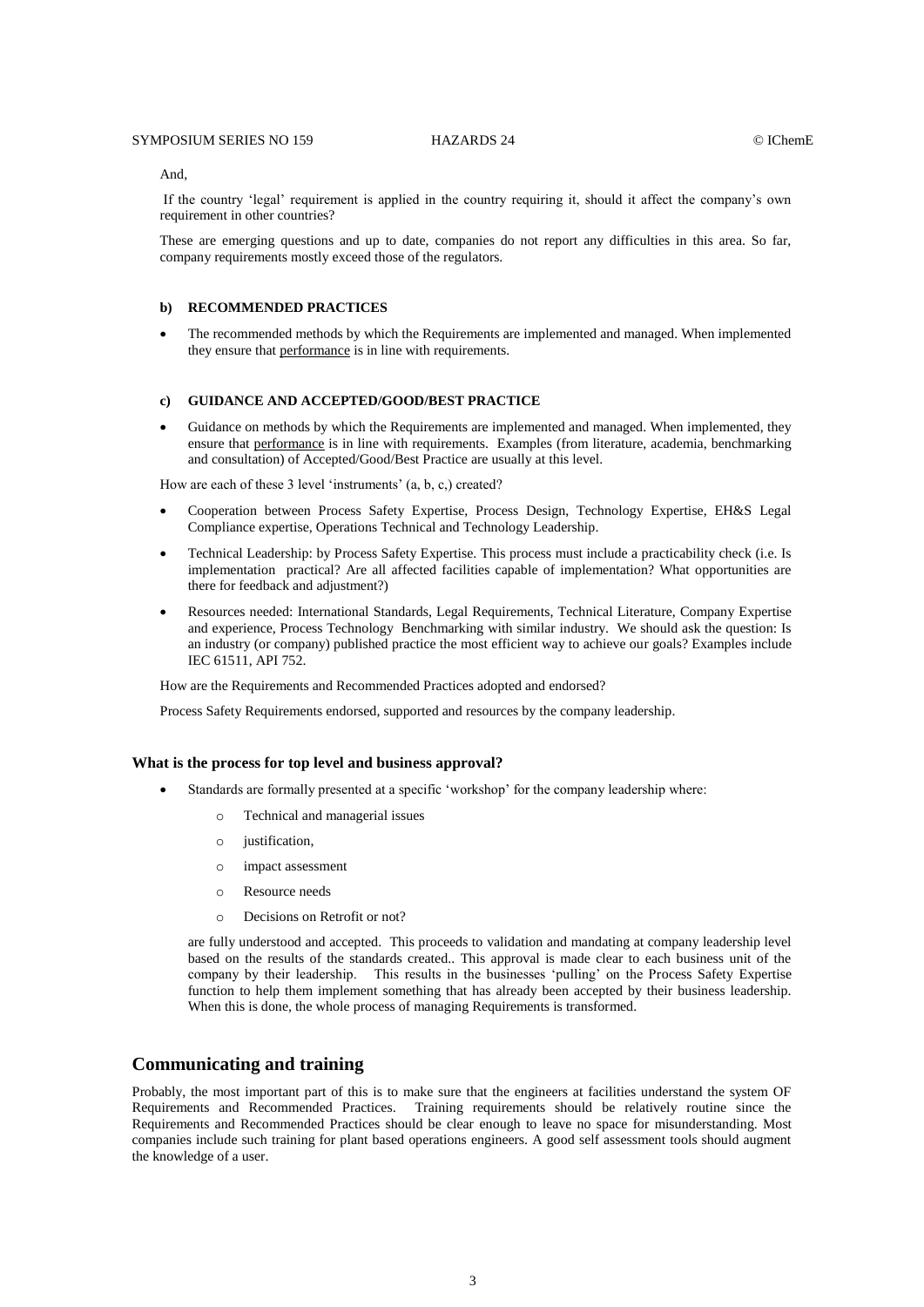And,

If the country 'legal' requirement is applied in the country requiring it, should it affect the company's own requirement in other countries?

These are emerging questions and up to date, companies do not report any difficulties in this area. So far, company requirements mostly exceed those of the regulators.

#### b) RECOMMENDED PRACTICES

- The recommended methods by which the Requirements are implemented and managed. When implemented they ensure that <u>performance</u> is in line with requirements.

#### c) GUIDANCE AND ACCEPTED/GOOD/BEST PRACTICE

- Guidance on methods by which the Requirements are implemented and managed. When implemented, they ensure that <u>performance</u> is in line with requirements. Examples (from literature, academia, benchmarking and consultation) of Accepted/Good/Best Practice are usually at this level.

How are each of these 3 level 'instruments' (a, b, c,) created?

- Cooperation between Process Safety Expertise, Process Design, Technology Expertise, EH&S Legal Compliance expertise, Operations Technical and Technology Leadership.
- Technical Leadership: by Process Safety Expertise. This process must include a practicability check (i.e. Is implementation practical? Are all affected facilities capable of implementation? What opportunities are there for feedback and adjustment?)
- Resources needed: International Standards, Legal Requirements, Technical Literature, Company Expertise and experience, Process Technology Benchmarking with similar industry. We should ask the question: Is an industry (or company) published practice the most efficient way to achieve our goals? Examples include IEC 61511, API 752.

How are the Requirements and Recommended Practices adopted and endorsed?

Process Safety Requirements endorsed, supported and resources by the company leadership.

### What is the process for top level and business approval?

- Standards are formally presented at a specific 'workshop' for the company leadership where:
  - Technical and managerial issues
  - justification,
  - impact assessment
  - Resource needs
  - Decisions on Retrofit or not?

  are fully understood and accepted. This proceeds to validation and mandating at company leadership level based on the results of the standards created.. This approval is made clear to each business unit of the company by their leadership. This results in the businesses 'pulling' on the Process Safety Expertise function to help them implement something that has already been accepted by their business leadership. When this is done, the whole process of managing Requirements is transformed.

## Communicating and training

Probably, the most important part of this is to make sure that the engineers at facilities understand the system OF Requirements and Recommended Practices. Training requirements should be relatively routine since the Requirements and Recommended Practices should be clear enough to leave no space for misunderstanding. Most companies include such training for plant based operations engineers. A good self assessment tools should augment the knowledge of a user.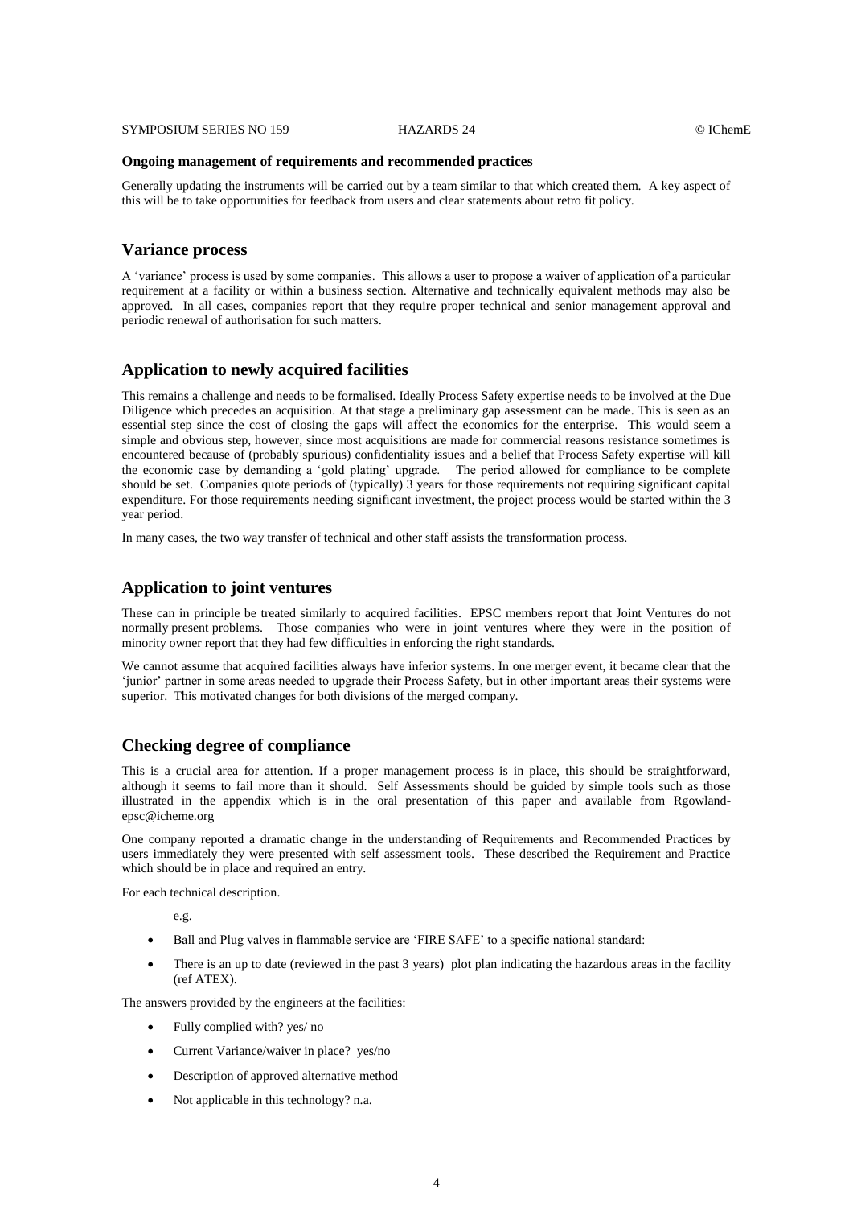**Ongoing management of requirements and recommended practices**

Generally updating the instruments will be carried out by a team similar to that which created them. A key aspect of this will be to take opportunities for feedback from users and clear statements about retro fit policy.

## Variance process

A 'variance' process is used by some companies. This allows a user to propose a waiver of application of a particular requirement at a facility or within a business section. Alternative and technically equivalent methods may also be approved. In all cases, companies report that they require proper technical and senior management approval and periodic renewal of authorisation for such matters.

## Application to newly acquired facilities

This remains a challenge and needs to be formalised. Ideally Process Safety expertise needs to be involved at the Due Diligence which precedes an acquisition. At that stage a preliminary gap assessment can be made. This is seen as an essential step since the cost of closing the gaps will affect the economics for the enterprise. This would seem a simple and obvious step, however, since most acquisitions are made for commercial reasons resistance sometimes is encountered because of (probably spurious) confidentiality issues and a belief that Process Safety expertise will kill the economic case by demanding a 'gold plating' upgrade. The period allowed for compliance to be complete should be set. Companies quote periods of (typically) 3 years for those requirements not requiring significant capital expenditure. For those requirements needing significant investment, the project process would be started within the 3 year period.

In many cases, the two way transfer of technical and other staff assists the transformation process.

## Application to joint ventures

These can in principle be treated similarly to acquired facilities. EPSC members report that Joint Ventures do not normally present problems. Those companies who were in joint ventures where they were in the position of minority owner report that they had few difficulties in enforcing the right standards.

We cannot assume that acquired facilities always have inferior systems. In one merger event, it became clear that the 'junior' partner in some areas needed to upgrade their Process Safety, but in other important areas their systems were superior. This motivated changes for both divisions of the merged company.

## Checking degree of compliance

This is a crucial area for attention. If a proper management process is in place, this should be straightforward, although it seems to fail more than it should. Self Assessments should be guided by simple tools such as those illustrated in the appendix which is in the oral presentation of this paper and available from Rgowland-epsc@icheme.org

One company reported a dramatic change in the understanding of Requirements and Recommended Practices by users immediately they were presented with self assessment tools. These described the Requirement and Practice which should be in place and required an entry.

For each technical description.

e.g.

- Ball and Plug valves in flammable service are 'FIRE SAFE' to a specific national standard:
- There is an up to date (reviewed in the past 3 years) plot plan indicating the hazardous areas in the facility (ref ATEX).

The answers provided by the engineers at the facilities:

- Fully complied with? yes/ no
- Current Variance/waiver in place? yes/no
- Description of approved alternative method
- Not applicable in this technology? n.a.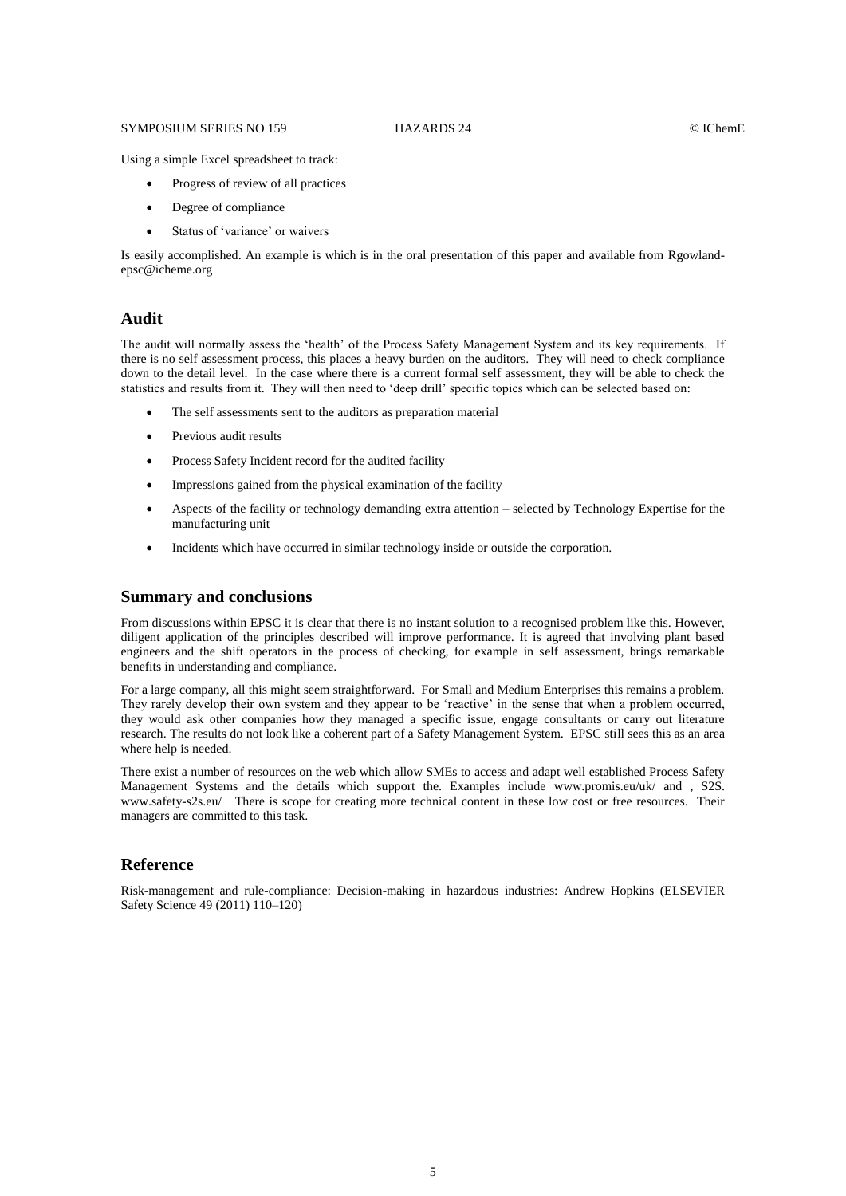Using a simple Excel spreadsheet to track:

- Progress of review of all practices
- Degree of compliance
- Status of 'variance' or waivers

Is easily accomplished. An example is which is in the oral presentation of this paper and available from Rgowland-epsc@icheme.org

## Audit

The audit will normally assess the 'health' of the Process Safety Management System and its key requirements. If there is no self assessment process, this places a heavy burden on the auditors. They will need to check compliance down to the detail level. In the case where there is a current formal self assessment, they will be able to check the statistics and results from it. They will then need to 'deep drill' specific topics which can be selected based on:

- The self assessments sent to the auditors as preparation material
- Previous audit results
- Process Safety Incident record for the audited facility
- Impressions gained from the physical examination of the facility
- Aspects of the facility or technology demanding extra attention – selected by Technology Expertise for the manufacturing unit
- Incidents which have occurred in similar technology inside or outside the corporation.

## Summary and conclusions

From discussions within EPSC it is clear that there is no instant solution to a recognised problem like this. However, diligent application of the principles described will improve performance. It is agreed that involving plant based engineers and the shift operators in the process of checking, for example in self assessment, brings remarkable benefits in understanding and compliance.

For a large company, all this might seem straightforward. For Small and Medium Enterprises this remains a problem. They rarely develop their own system and they appear to be 'reactive' in the sense that when a problem occurred, they would ask other companies how they managed a specific issue, engage consultants or carry out literature research. The results do not look like a coherent part of a Safety Management System. EPSC still sees this as an area where help is needed.

There exist a number of resources on the web which allow SMEs to access and adapt well established Process Safety Management Systems and the details which support the. Examples include www.promis.eu/uk/ and , S2S. www.safety-s2s.eu/ There is scope for creating more technical content in these low cost or free resources. Their managers are committed to this task.

## Reference

Risk-management and rule-compliance: Decision-making in hazardous industries: Andrew Hopkins (ELSEVIER Safety Science 49 (2011) 110–120)